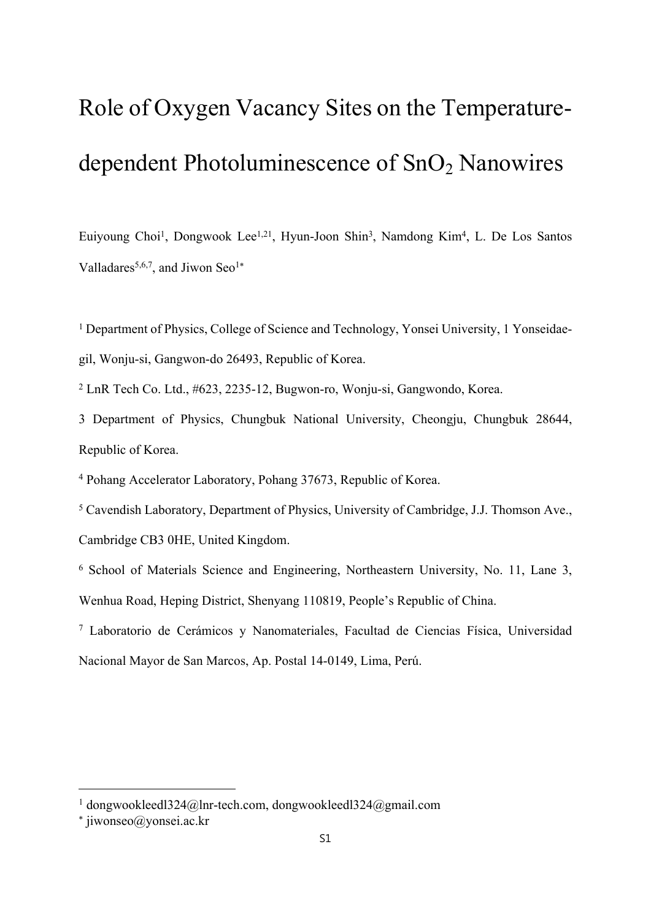# Role of Oxygen Vacancy Sites on the Temperature-dependent Photoluminescence of $SnO_2$ Nanowires

Euiyoung Choi[1], Dongwook Lee[1,21], Hyun-Joon Shin[3], Namdong Kim[4], L. De Los Santos Valladares[5,6,7], and Jiwon Seo[1*]

[1] Department of Physics, College of Science and Technology, Yonsei University, 1 Yonseidae-gil, Wonju-si, Gangwon-do 26493, Republic of Korea.

[2] LnR Tech Co. Ltd., #623, 2235-12, Bugwon-ro, Wonju-si, Gangwondo, Korea.

3 Department of Physics, Chungbuk National University, Cheongju, Chungbuk 28644, Republic of Korea.

[4] Pohang Accelerator Laboratory, Pohang 37673, Republic of Korea.

[5] Cavendish Laboratory, Department of Physics, University of Cambridge, J.J. Thomson Ave., Cambridge CB3 0HE, United Kingdom.

[6] School of Materials Science and Engineering, Northeastern University, No. 11, Lane 3, Wenhua Road, Heping District, Shenyang 110819, People's Republic of China.

[7] Laboratorio de Cerámicos y Nanomateriales, Facultad de Ciencias Física, Universidad Nacional Mayor de San Marcos, Ap. Postal 14-0149, Lima, Perú.

---

[1] dongwookleedl324@lnr-tech.com, dongwookleedl324@gmail.com

[*] jiwonseo@yonsei.ac.kr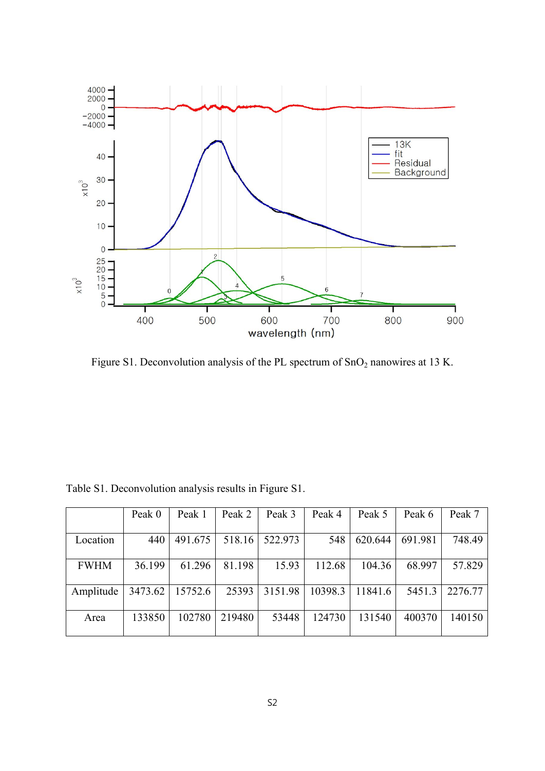Figure S1. Deconvolution analysis of the PL spectrum of $SnO_2$ nanowires at 13 K.

Table S1. Deconvolution analysis results in Figure S1.

|  | Peak 0 | Peak 1 | Peak 2 | Peak 3 | Peak 4 | Peak 5 | Peak 6 | Peak 7 |
|---|---|---|---|---|---|---|---|---|
| Location | 440 | 491.675 | 518.16 | 522.973 | 548 | 620.644 | 691.981 | 748.49 |
| FWHM | 36.199 | 61.296 | 81.198 | 15.93 | 112.68 | 104.36 | 68.997 | 57.829 |
| Amplitude | 3473.62 | 15752.6 | 25393 | 3151.98 | 10398.3 | 11841.6 | 5451.3 | 2276.77 |
| Area | 133850 | 102780 | 219480 | 53448 | 124730 | 131540 | 400370 | 140150 |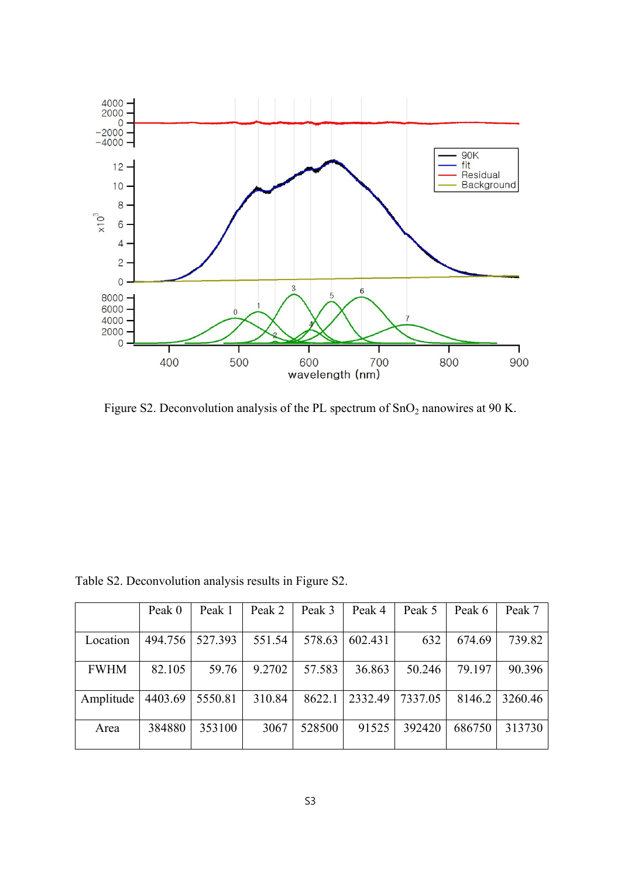Figure S2. Deconvolution analysis of the PL spectrum of $SnO_2$ nanowires at 90 K.

Table S2. Deconvolution analysis results in Figure S2.

| | Peak 0 | Peak 1 | Peak 2 | Peak 3 | Peak 4 | Peak 5 | Peak 6 | Peak 7 |
|---|---|---|---|---|---|---|---|---|
| Location | 494.756 | 527.393 | 551.54 | 578.63 | 602.431 | 632 | 674.69 | 739.82 |
| FWHM | 82.105 | 59.76 | 9.2702 | 57.583 | 36.863 | 50.246 | 79.197 | 90.396 |
| Amplitude | 4403.69 | 5550.81 | 310.84 | 8622.1 | 2332.49 | 7337.05 | 8146.2 | 3260.46 |
| Area | 384880 | 353100 | 3067 | 528500 | 91525 | 392420 | 686750 | 313730 |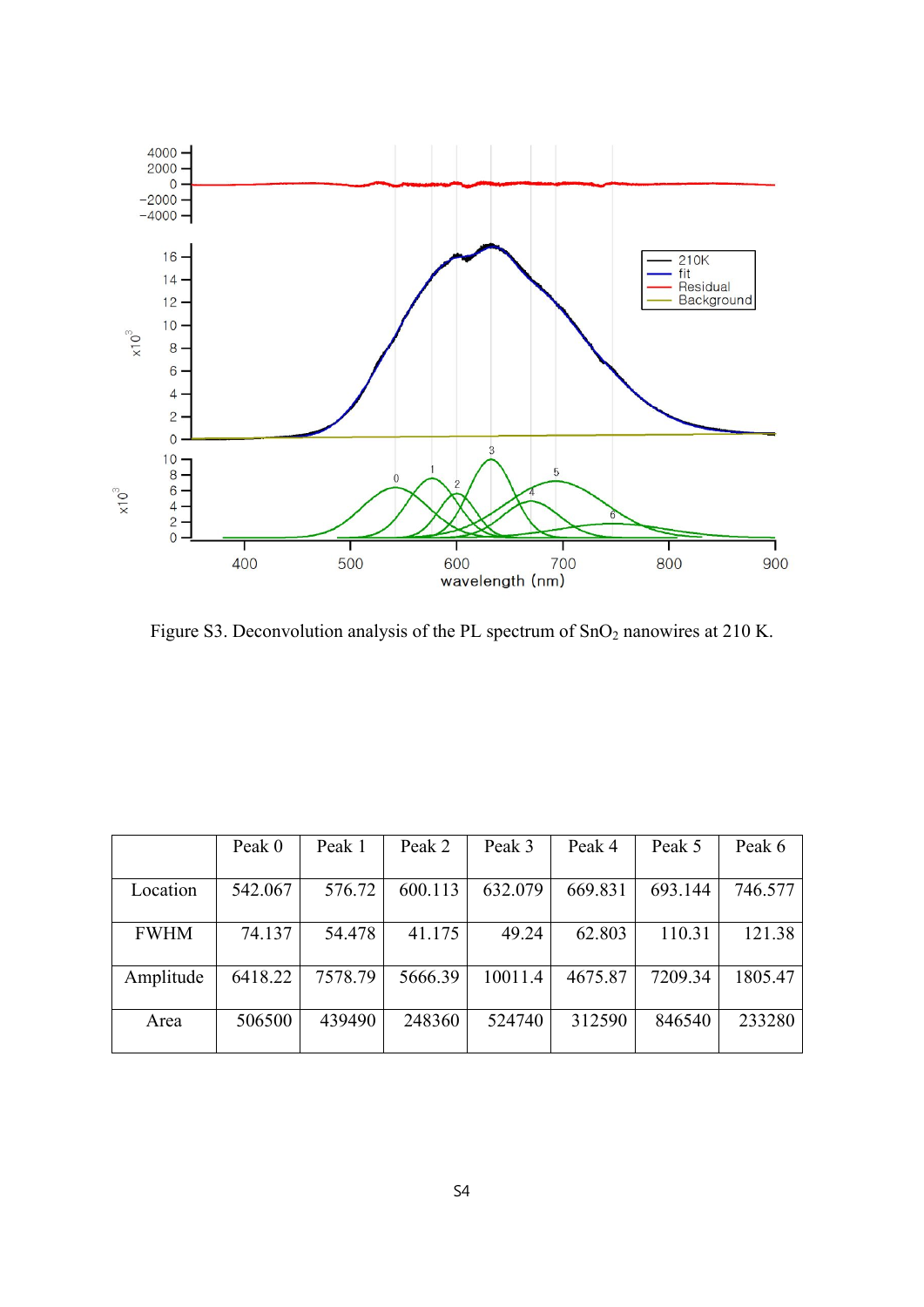Figure S3. Deconvolution analysis of the PL spectrum of $SnO_2$ nanowires at 210 K.

| | Peak 0 | Peak 1 | Peak 2 | Peak 3 | Peak 4 | Peak 5 | Peak 6 |
|---|---|---|---|---|---|---|---|
| Location | 542.067 | 576.72 | 600.113 | 632.079 | 669.831 | 693.144 | 746.577 |
| FWHM | 74.137 | 54.478 | 41.175 | 49.24 | 62.803 | 110.31 | 121.38 |
| Amplitude | 6418.22 | 7578.79 | 5666.39 | 10011.4 | 4675.87 | 7209.34 | 1805.47 |
| Area | 506500 | 439490 | 248360 | 524740 | 312590 | 846540 | 233280 |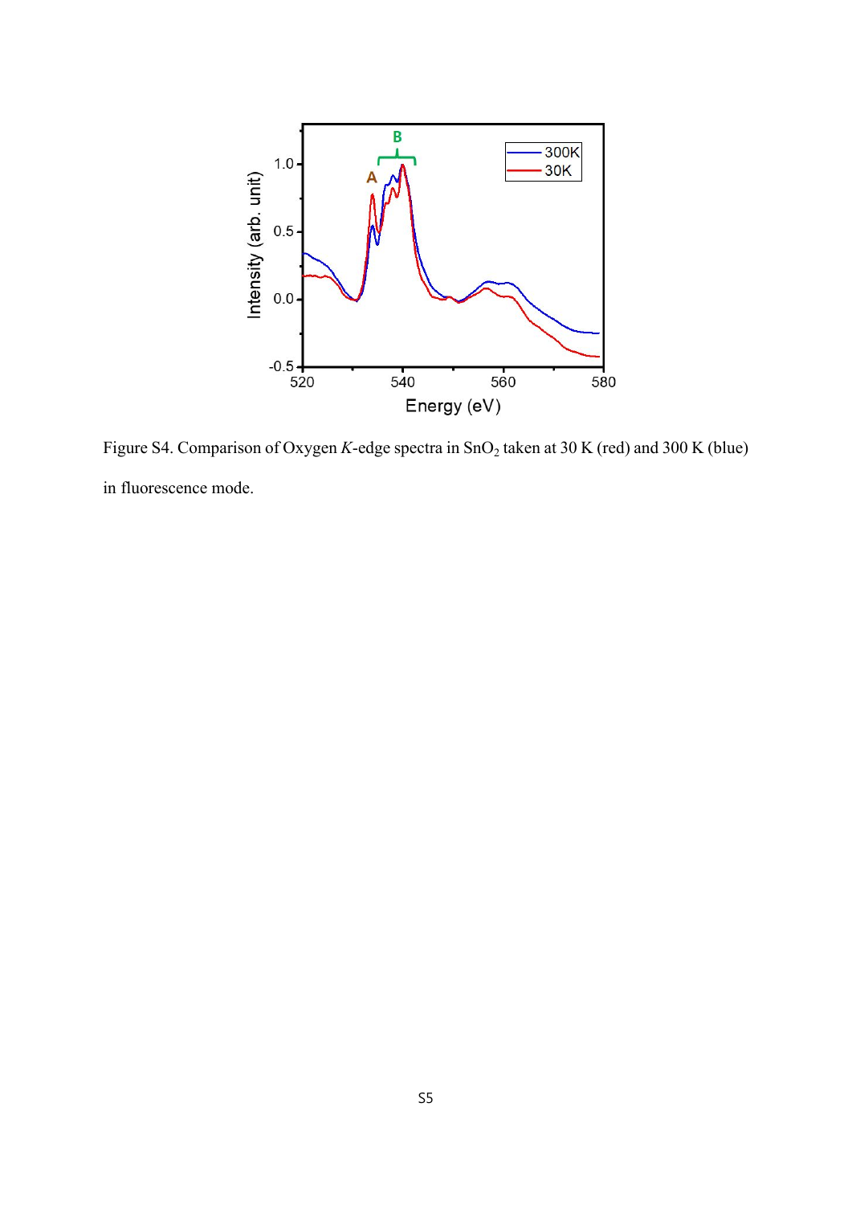B

A

300K

30K

1.0

0.5

0.0

-0.5

Intensity (arb. unit)

520

540

560

580

Energy (eV)

Figure S4. Comparison of Oxygen *K*-edge spectra in $SnO_2$ taken at 30 K (red) and 300 K (blue) in fluorescence mode.